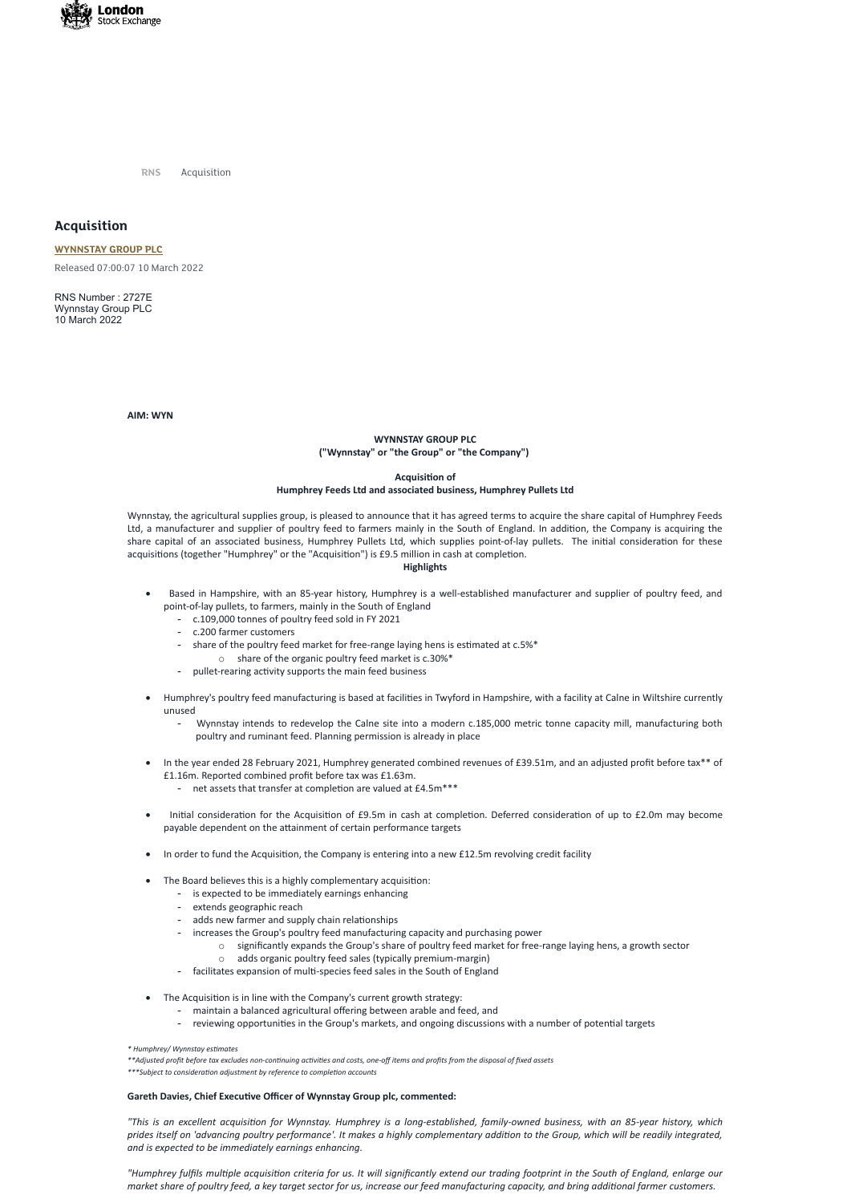RNS Acquisition

# Acquisition

**WYNNSTAY GROUP PLC**

Released 07:00:07 10 March 2022

RNS Number : 2727E
Wynnstay Group PLC
10 March 2022

**AIM: WYN**

**WYNNSTAY GROUP PLC**
**("Wynnstay" or "the Group" or "the Company")**

**Acquisition of**
**Humphrey Feeds Ltd and associated business, Humphrey Pullets Ltd**

Wynnstay, the agricultural supplies group, is pleased to announce that it has agreed terms to acquire the share capital of Humphrey Feeds Ltd, a manufacturer and supplier of poultry feed to farmers mainly in the South of England. In addition, the Company is acquiring the share capital of an associated business, Humphrey Pullets Ltd, which supplies point-of-lay pullets. The initial consideration for these acquisitions (together "Humphrey" or the "Acquisition") is £9.5 million in cash at completion.

**Highlights**

- Based in Hampshire, with an 85-year history, Humphrey is a well-established manufacturer and supplier of poultry feed, and point-of-lay pullets, to farmers, mainly in the South of England
  - c.109,000 tonnes of poultry feed sold in FY 2021
  - c.200 farmer customers
  - share of the poultry feed market for free-range laying hens is estimated at c.5%*
    - share of the organic poultry feed market is c.30%*
  - pullet-rearing activity supports the main feed business
- Humphrey's poultry feed manufacturing is based at facilities in Twyford in Hampshire, with a facility at Calne in Wiltshire currently unused
  - Wynnstay intends to redevelop the Calne site into a modern c.185,000 metric tonne capacity mill, manufacturing both poultry and ruminant feed. Planning permission is already in place
- In the year ended 28 February 2021, Humphrey generated combined revenues of £39.51m, and an adjusted profit before tax** of £1.16m. Reported combined profit before tax was £1.63m.
  - net assets that transfer at completion are valued at £4.5m***
- Initial consideration for the Acquisition of £9.5m in cash at completion. Deferred consideration of up to £2.0m may become payable dependent on the attainment of certain performance targets
- In order to fund the Acquisition, the Company is entering into a new £12.5m revolving credit facility
- The Board believes this is a highly complementary acquisition:
  - is expected to be immediately earnings enhancing
  - extends geographic reach
  - adds new farmer and supply chain relationships
  - increases the Group's poultry feed manufacturing capacity and purchasing power
    - significantly expands the Group's share of poultry feed market for free-range laying hens, a growth sector
    - adds organic poultry feed sales (typically premium-margin)
  - facilitates expansion of multi-species feed sales in the South of England
- The Acquisition is in line with the Company's current growth strategy:
  - maintain a balanced agricultural offering between arable and feed, and
  - reviewing opportunities in the Group's markets, and ongoing discussions with a number of potential targets

*\* Humphrey/ Wynnstay estimates*
*\*\*Adjusted profit before tax excludes non-continuing activities and costs, one-off items and profits from the disposal of fixed assets*
*\*\*\*Subject to consideration adjustment by reference to completion accounts*

**Gareth Davies, Chief Executive Officer of Wynnstay Group plc, commented:**

*"This is an excellent acquisition for Wynnstay. Humphrey is a long-established, family-owned business, with an 85-year history, which prides itself on 'advancing poultry performance'. It makes a highly complementary addition to the Group, which will be readily integrated, and is expected to be immediately earnings enhancing.*

*"Humphrey fulfils multiple acquisition criteria for us. It will significantly extend our trading footprint in the South of England, enlarge our market share of poultry feed, a key target sector for us, increase our feed manufacturing capacity, and bring additional farmer customers.*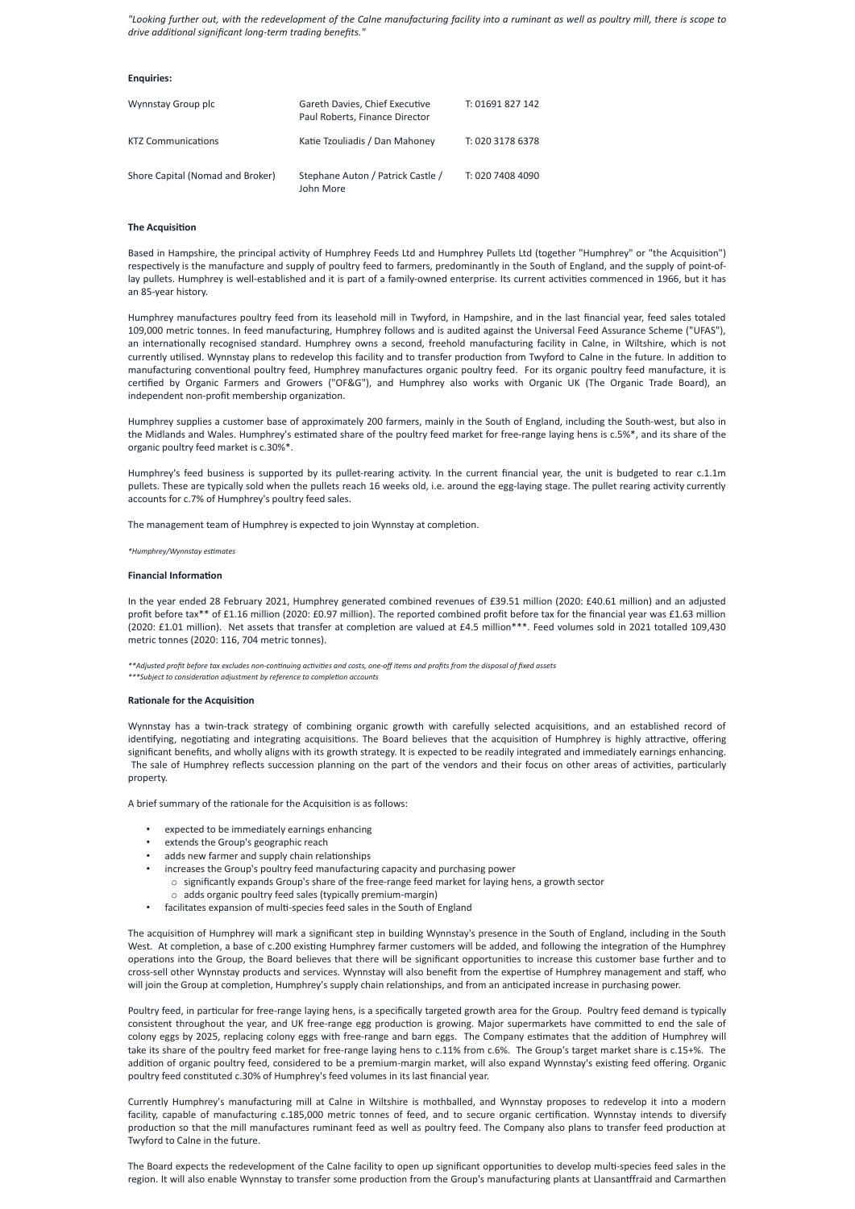*"Looking further out, with the redevelopment of the Calne manufacturing facility into a ruminant as well as poultry mill, there is scope to drive additional significant long-term trading benefits."*

**Enquiries:**

| | | |
|---|---|---|
| Wynnstay Group plc | Gareth Davies, Chief Executive<br>Paul Roberts, Finance Director | T: 01691 827 142 |
| KTZ Communications | Katie Tzouliadis / Dan Mahoney | T: 020 3178 6378 |
| Shore Capital (Nomad and Broker) | Stephane Auton / Patrick Castle / John More | T: 020 7408 4090 |

**The Acquisition**

Based in Hampshire, the principal activity of Humphrey Feeds Ltd and Humphrey Pullets Ltd (together "Humphrey" or "the Acquisition") respectively is the manufacture and supply of poultry feed to farmers, predominantly in the South of England, and the supply of point-of-lay pullets. Humphrey is well-established and it is part of a family-owned enterprise. Its current activities commenced in 1966, but it has an 85-year history.

Humphrey manufactures poultry feed from its leasehold mill in Twyford, in Hampshire, and in the last financial year, feed sales totaled 109,000 metric tonnes. In feed manufacturing, Humphrey follows and is audited against the Universal Feed Assurance Scheme ("UFAS"), an internationally recognised standard. Humphrey owns a second, freehold manufacturing facility in Calne, in Wiltshire, which is not currently utilised. Wynnstay plans to redevelop this facility and to transfer production from Twyford to Calne in the future. In addition to manufacturing conventional poultry feed, Humphrey manufactures organic poultry feed. For its organic poultry feed manufacture, it is certified by Organic Farmers and Growers ("OF&G"), and Humphrey also works with Organic UK (The Organic Trade Board), an independent non-profit membership organization.

Humphrey supplies a customer base of approximately 200 farmers, mainly in the South of England, including the South-west, but also in the Midlands and Wales. Humphrey's estimated share of the poultry feed market for free-range laying hens is c.5%*, and its share of the organic poultry feed market is c.30%*.

Humphrey's feed business is supported by its pullet-rearing activity. In the current financial year, the unit is budgeted to rear c.1.1m pullets. These are typically sold when the pullets reach 16 weeks old, i.e. around the egg-laying stage. The pullet rearing activity currently accounts for c.7% of Humphrey's poultry feed sales.

The management team of Humphrey is expected to join Wynnstay at completion.

*\*Humphrey/Wynnstay estimates*

**Financial Information**

In the year ended 28 February 2021, Humphrey generated combined revenues of £39.51 million (2020: £40.61 million) and an adjusted profit before tax** of £1.16 million (2020: £0.97 million). The reported combined profit before tax for the financial year was £1.63 million (2020: £1.01 million). Net assets that transfer at completion are valued at £4.5 million***. Feed volumes sold in 2021 totalled 109,430 metric tonnes (2020: 116, 704 metric tonnes).

*\*\*Adjusted profit before tax excludes non-continuing activities and costs, one-off items and profits from the disposal of fixed assets*
*\*\*\*Subject to consideration adjustment by reference to completion accounts*

**Rationale for the Acquisition**

Wynnstay has a twin-track strategy of combining organic growth with carefully selected acquisitions, and an established record of identifying, negotiating and integrating acquisitions. The Board believes that the acquisition of Humphrey is highly attractive, offering significant benefits, and wholly aligns with its growth strategy. It is expected to be readily integrated and immediately earnings enhancing. The sale of Humphrey reflects succession planning on the part of the vendors and their focus on other areas of activities, particularly property.

A brief summary of the rationale for the Acquisition is as follows:

- expected to be immediately earnings enhancing
- extends the Group's geographic reach
- adds new farmer and supply chain relationships
- increases the Group's poultry feed manufacturing capacity and purchasing power
  - significantly expands Group's share of the free-range feed market for laying hens, a growth sector
  - adds organic poultry feed sales (typically premium-margin)
- facilitates expansion of multi-species feed sales in the South of England

The acquisition of Humphrey will mark a significant step in building Wynnstay's presence in the South of England, including in the South West. At completion, a base of c.200 existing Humphrey farmer customers will be added, and following the integration of the Humphrey operations into the Group, the Board believes that there will be significant opportunities to increase this customer base further and to cross-sell other Wynnstay products and services. Wynnstay will also benefit from the expertise of Humphrey management and staff, who will join the Group at completion, Humphrey's supply chain relationships, and from an anticipated increase in purchasing power.

Poultry feed, in particular for free-range laying hens, is a specifically targeted growth area for the Group. Poultry feed demand is typically consistent throughout the year, and UK free-range egg production is growing. Major supermarkets have committed to end the sale of colony eggs by 2025, replacing colony eggs with free-range and barn eggs. The Company estimates that the addition of Humphrey will take its share of the poultry feed market for free-range laying hens to c.11% from c.6%. The Group's target market share is c.15+%. The addition of organic poultry feed, considered to be a premium-margin market, will also expand Wynnstay's existing feed offering. Organic poultry feed constituted c.30% of Humphrey's feed volumes in its last financial year.

Currently Humphrey's manufacturing mill at Calne in Wiltshire is mothballed, and Wynnstay proposes to redevelop it into a modern facility, capable of manufacturing c.185,000 metric tonnes of feed, and to secure organic certification. Wynnstay intends to diversify production so that the mill manufactures ruminant feed as well as poultry feed. The Company also plans to transfer feed production at Twyford to Calne in the future.

The Board expects the redevelopment of the Calne facility to open up significant opportunities to develop multi-species feed sales in the region. It will also enable Wynnstay to transfer some production from the Group's manufacturing plants at Llansantffraid and Carmarthen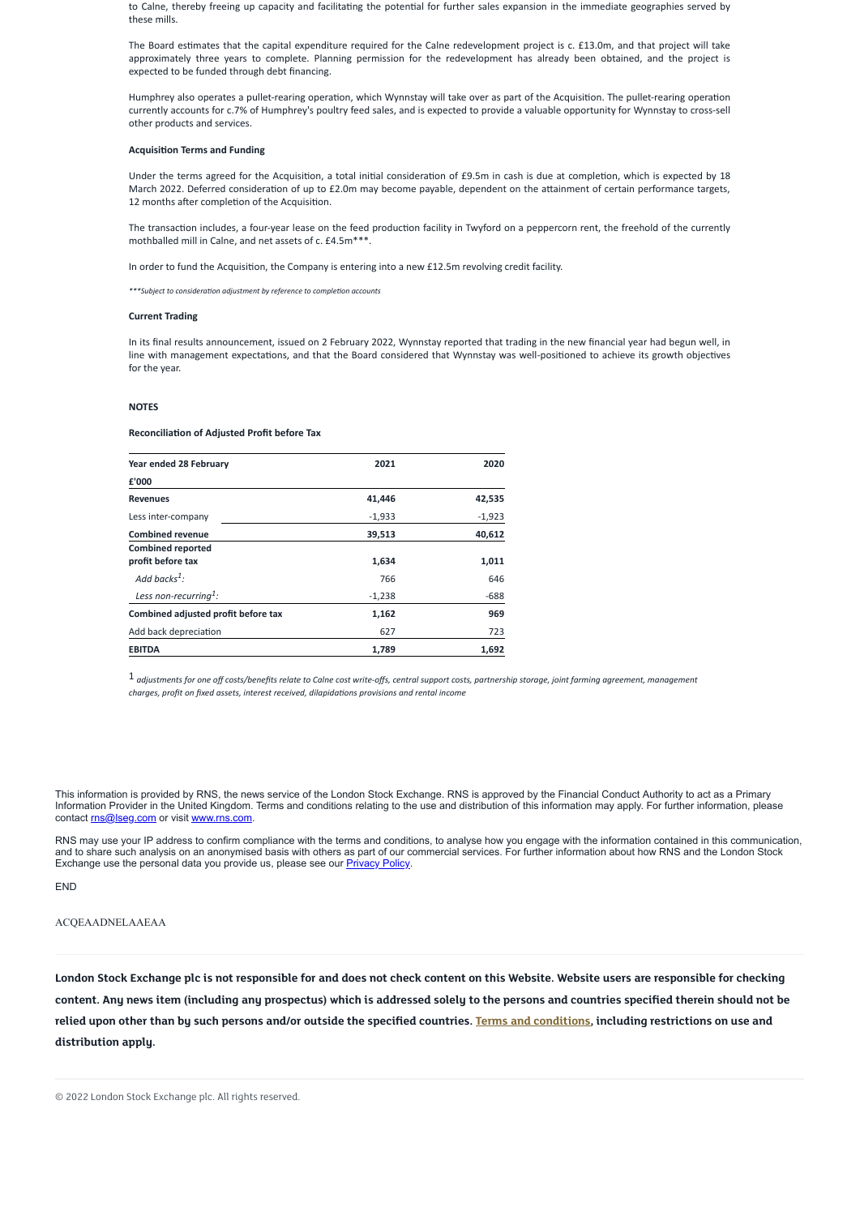to Calne, thereby freeing up capacity and facilitating the potential for further sales expansion in the immediate geographies served by these mills.

The Board estimates that the capital expenditure required for the Calne redevelopment project is c. £13.0m, and that project will take approximately three years to complete. Planning permission for the redevelopment has already been obtained, and the project is expected to be funded through debt financing.

Humphrey also operates a pullet-rearing operation, which Wynnstay will take over as part of the Acquisition. The pullet-rearing operation currently accounts for c.7% of Humphrey's poultry feed sales, and is expected to provide a valuable opportunity for Wynnstay to cross-sell other products and services.

**Acquisition Terms and Funding**

Under the terms agreed for the Acquisition, a total initial consideration of £9.5m in cash is due at completion, which is expected by 18 March 2022. Deferred consideration of up to £2.0m may become payable, dependent on the attainment of certain performance targets, 12 months after completion of the Acquisition.

The transaction includes, a four-year lease on the feed production facility in Twyford on a peppercorn rent, the freehold of the currently mothballed mill in Calne, and net assets of c. £4.5m***.

In order to fund the Acquisition, the Company is entering into a new £12.5m revolving credit facility.

*\*\*\*Subject to consideration adjustment by reference to completion accounts*

**Current Trading**

In its final results announcement, issued on 2 February 2022, Wynnstay reported that trading in the new financial year had begun well, in line with management expectations, and that the Board considered that Wynnstay was well-positioned to achieve its growth objectives for the year.

**NOTES**

**Reconciliation of Adjusted Profit before Tax**

| Year ended 28 February £'000 | 2021 | 2020 |
|---|---|---|
| **Revenues** | **41,446** | **42,535** |
| Less inter-company | -1,933 | -1,923 |
| **Combined revenue** | **39,513** | **40,612** |
| **Combined reported profit before tax** | **1,634** | **1,011** |
| *Add backs[1]:* | 766 | 646 |
| *Less non-recurring[1]:* | -1,238 | -688 |
| **Combined adjusted profit before tax** | **1,162** | **969** |
| Add back depreciation | 627 | 723 |
| **EBITDA** | **1,789** | **1,692** |

1 *adjustments for one off costs/benefits relate to Calne cost write-offs, central support costs, partnership storage, joint farming agreement, management charges, profit on fixed assets, interest received, dilapidations provisions and rental income*

This information is provided by RNS, the news service of the London Stock Exchange. RNS is approved by the Financial Conduct Authority to act as a Primary Information Provider in the United Kingdom. Terms and conditions relating to the use and distribution of this information may apply. For further information, please contact rns@lseg.com or visit www.rns.com.

RNS may use your IP address to confirm compliance with the terms and conditions, to analyse how you engage with the information contained in this communication, and to share such analysis on an anonymised basis with others as part of our commercial services. For further information about how RNS and the London Stock Exchange use the personal data you provide us, please see our Privacy Policy.

END

ACQEAADNELAAEAA

**London Stock Exchange plc is not responsible for and does not check content on this Website. Website users are responsible for checking content. Any news item (including any prospectus) which is addressed solely to the persons and countries specified therein should not be relied upon other than by such persons and/or outside the specified countries. Terms and conditions, including restrictions on use and distribution apply.**

© 2022 London Stock Exchange plc. All rights reserved.